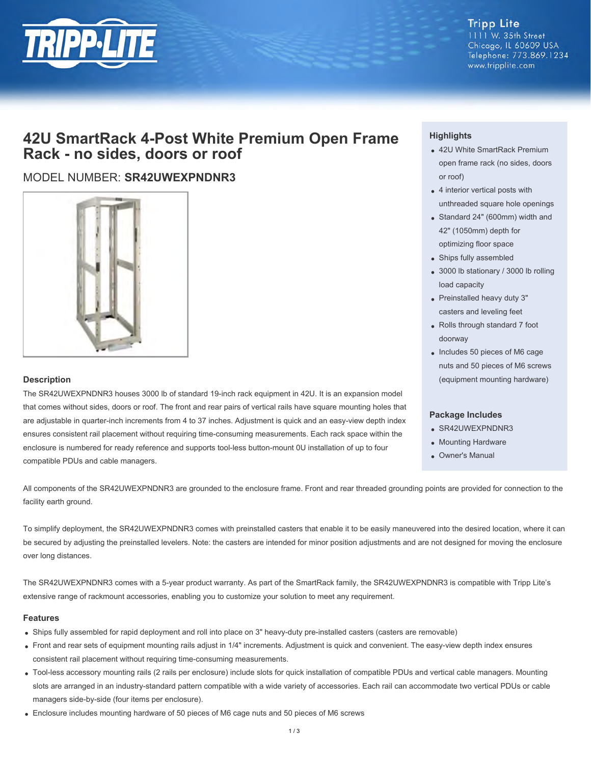Tripp Lite
1111 W. 35th Street
Chicago, IL 60609 USA
Telephone: 773.869.1234
www.tripplite.com

# 42U SmartRack 4-Post White Premium Open Frame Rack - no sides, doors or roof

MODEL NUMBER: **SR42UWEXPNDNR3**

## Highlights

- 42U White SmartRack Premium open frame rack (no sides, doors or roof)
- 4 interior vertical posts with unthreaded square hole openings
- Standard 24" (600mm) width and 42" (1050mm) depth for optimizing floor space
- Ships fully assembled
- 3000 lb stationary / 3000 lb rolling load capacity
- Preinstalled heavy duty 3" casters and leveling feet
- Rolls through standard 7 foot doorway
- Includes 50 pieces of M6 cage nuts and 50 pieces of M6 screws (equipment mounting hardware)

## Package Includes

- SR42UWEXPNDNR3
- Mounting Hardware
- Owner's Manual

## Description

The SR42UWEXPNDNR3 houses 3000 lb of standard 19-inch rack equipment in 42U. It is an expansion model that comes without sides, doors or roof. The front and rear pairs of vertical rails have square mounting holes that are adjustable in quarter-inch increments from 4 to 37 inches. Adjustment is quick and an easy-view depth index ensures consistent rail placement without requiring time-consuming measurements. Each rack space within the enclosure is numbered for ready reference and supports tool-less button-mount 0U installation of up to four compatible PDUs and cable managers.

All components of the SR42UWEXPNDNR3 are grounded to the enclosure frame. Front and rear threaded grounding points are provided for connection to the facility earth ground.

To simplify deployment, the SR42UWEXPNDNR3 comes with preinstalled casters that enable it to be easily maneuvered into the desired location, where it can be secured by adjusting the preinstalled levelers. Note: the casters are intended for minor position adjustments and are not designed for moving the enclosure over long distances.

The SR42UWEXPNDNR3 comes with a 5-year product warranty. As part of the SmartRack family, the SR42UWEXPNDNR3 is compatible with Tripp Lite's extensive range of rackmount accessories, enabling you to customize your solution to meet any requirement.

## Features

- Ships fully assembled for rapid deployment and roll into place on 3" heavy-duty pre-installed casters (casters are removable)
- Front and rear sets of equipment mounting rails adjust in 1/4" increments. Adjustment is quick and convenient. The easy-view depth index ensures consistent rail placement without requiring time-consuming measurements.
- Tool-less accessory mounting rails (2 rails per enclosure) include slots for quick installation of compatible PDUs and vertical cable managers. Mounting slots are arranged in an industry-standard pattern compatible with a wide variety of accessories. Each rail can accommodate two vertical PDUs or cable managers side-by-side (four items per enclosure).
- Enclosure includes mounting hardware of 50 pieces of M6 cage nuts and 50 pieces of M6 screws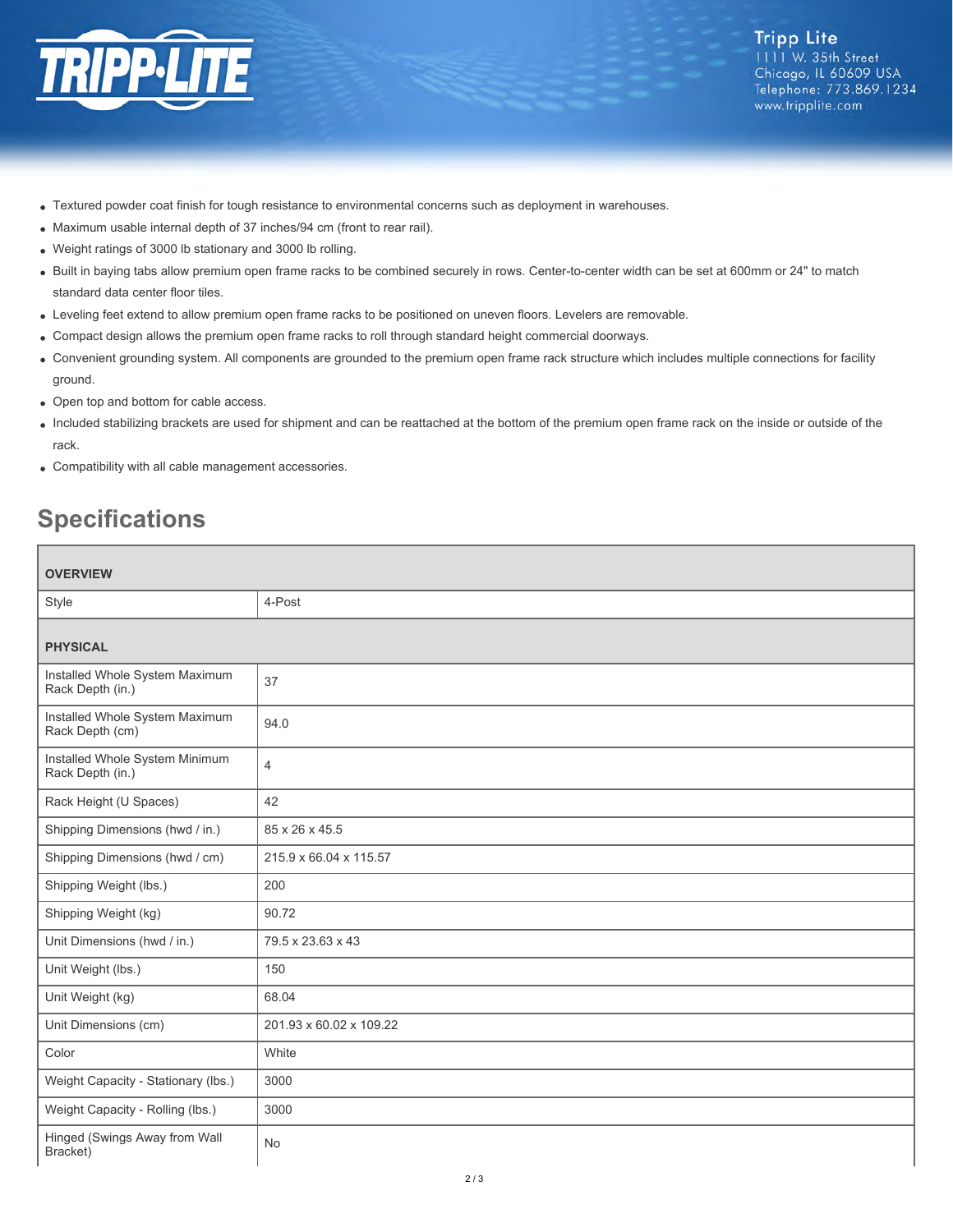- Textured powder coat finish for tough resistance to environmental concerns such as deployment in warehouses.
- Maximum usable internal depth of 37 inches/94 cm (front to rear rail).
- Weight ratings of 3000 lb stationary and 3000 lb rolling.
- Built in baying tabs allow premium open frame racks to be combined securely in rows. Center-to-center width can be set at 600mm or 24" to match standard data center floor tiles.
- Leveling feet extend to allow premium open frame racks to be positioned on uneven floors. Levelers are removable.
- Compact design allows the premium open frame racks to roll through standard height commercial doorways.
- Convenient grounding system. All components are grounded to the premium open frame rack structure which includes multiple connections for facility ground.
- Open top and bottom for cable access.
- Included stabilizing brackets are used for shipment and can be reattached at the bottom of the premium open frame rack on the inside or outside of the rack.
- Compatibility with all cable management accessories.

## Specifications

| **OVERVIEW** | |
|---|---|
| Style | 4-Post |
| **PHYSICAL** | |
| Installed Whole System Maximum Rack Depth (in.) | 37 |
| Installed Whole System Maximum Rack Depth (cm) | 94.0 |
| Installed Whole System Minimum Rack Depth (in.) | 4 |
| Rack Height (U Spaces) | 42 |
| Shipping Dimensions (hwd / in.) | 85 x 26 x 45.5 |
| Shipping Dimensions (hwd / cm) | 215.9 x 66.04 x 115.57 |
| Shipping Weight (lbs.) | 200 |
| Shipping Weight (kg) | 90.72 |
| Unit Dimensions (hwd / in.) | 79.5 x 23.63 x 43 |
| Unit Weight (lbs.) | 150 |
| Unit Weight (kg) | 68.04 |
| Unit Dimensions (cm) | 201.93 x 60.02 x 109.22 |
| Color | White |
| Weight Capacity - Stationary (lbs.) | 3000 |
| Weight Capacity - Rolling (lbs.) | 3000 |
| Hinged (Swings Away from Wall Bracket) | No |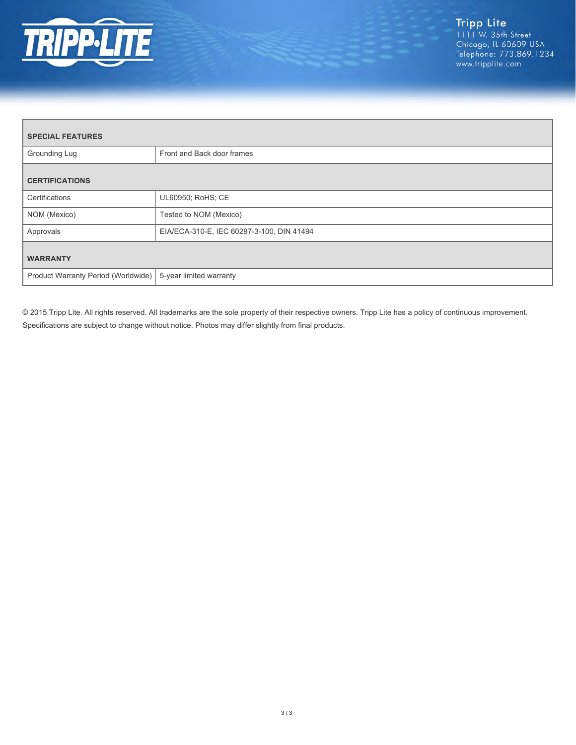| | |
|---|---|
| **SPECIAL FEATURES** | |
| Grounding Lug | Front and Back door frames |
| **CERTIFICATIONS** | |
| Certifications | UL60950; RoHS; CE |
| NOM (Mexico) | Tested to NOM (Mexico) |
| Approvals | EIA/ECA-310-E, IEC 60297-3-100, DIN 41494 |
| **WARRANTY** | |
| Product Warranty Period (Worldwide) | 5-year limited warranty |

© 2015 Tripp Lite. All rights reserved. All trademarks are the sole property of their respective owners. Tripp Lite has a policy of continuous improvement. Specifications are subject to change without notice. Photos may differ slightly from final products.